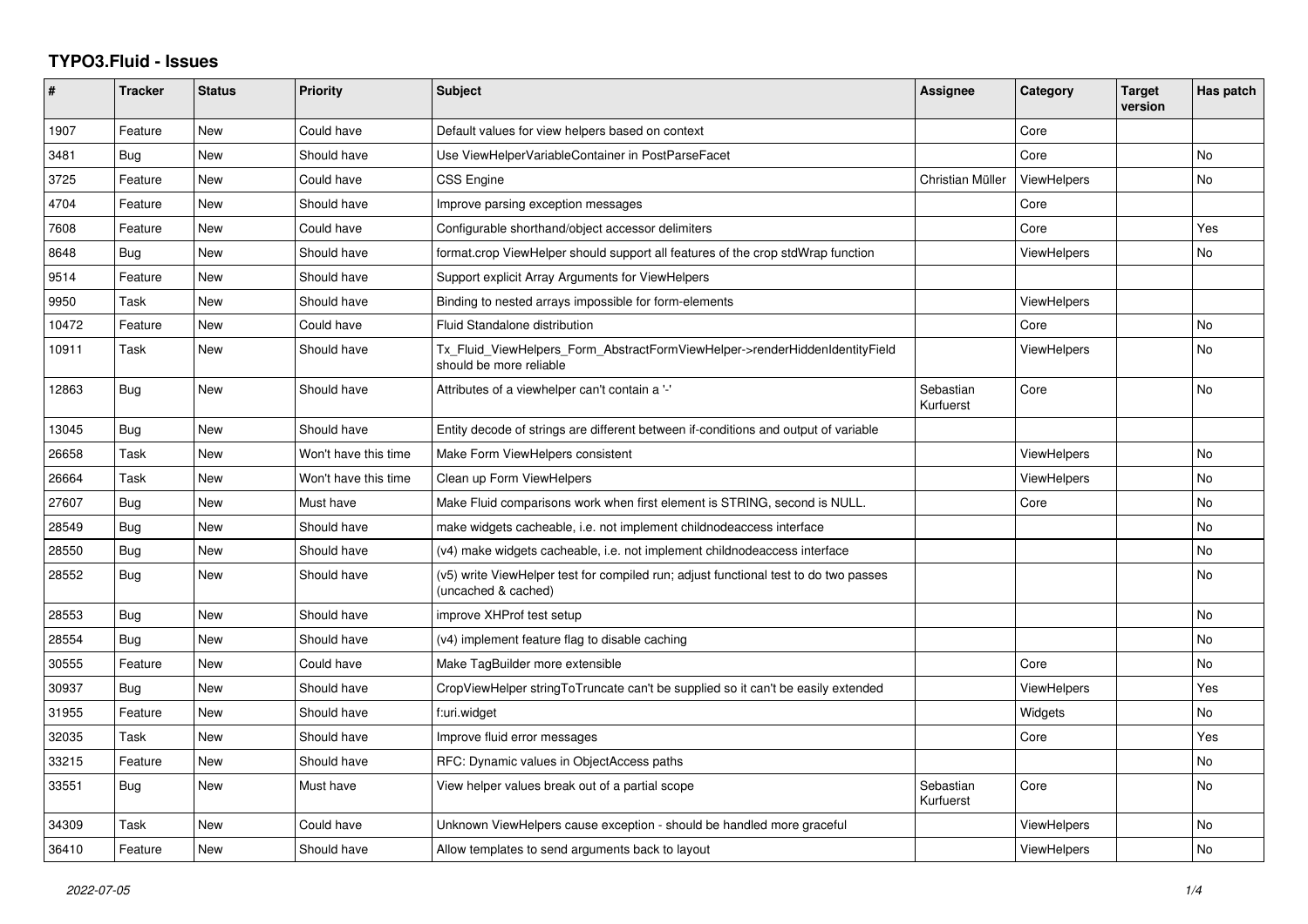# TYPO3.Fluid - Issues

| # | Tracker | Status | Priority | Subject | Assignee | Category | Target version | Has patch |
|---|---|---|---|---|---|---|---|---|
| 1907 | Feature | New | Could have | Default values for view helpers based on context | | Core | | |
| 3481 | Bug | New | Should have | Use ViewHelperVariableContainer in PostParseFacet | | Core | | No |
| 3725 | Feature | New | Could have | CSS Engine | Christian Müller | ViewHelpers | | No |
| 4704 | Feature | New | Should have | Improve parsing exception messages | | Core | | |
| 7608 | Feature | New | Could have | Configurable shorthand/object accessor delimiters | | Core | | Yes |
| 8648 | Bug | New | Should have | format.crop ViewHelper should support all features of the crop stdWrap function | | ViewHelpers | | No |
| 9514 | Feature | New | Should have | Support explicit Array Arguments for ViewHelpers | | | | |
| 9950 | Task | New | Should have | Binding to nested arrays impossible for form-elements | | ViewHelpers | | |
| 10472 | Feature | New | Could have | Fluid Standalone distribution | | Core | | No |
| 10911 | Task | New | Should have | Tx_Fluid_ViewHelpers_Form_AbstractFormViewHelper->renderHiddenIdentityField should be more reliable | | ViewHelpers | | No |
| 12863 | Bug | New | Should have | Attributes of a viewhelper can't contain a '-' | Sebastian Kurfuerst | Core | | No |
| 13045 | Bug | New | Should have | Entity decode of strings are different between if-conditions and output of variable | | | | |
| 26658 | Task | New | Won't have this time | Make Form ViewHelpers consistent | | ViewHelpers | | No |
| 26664 | Task | New | Won't have this time | Clean up Form ViewHelpers | | ViewHelpers | | No |
| 27607 | Bug | New | Must have | Make Fluid comparisons work when first element is STRING, second is NULL. | | Core | | No |
| 28549 | Bug | New | Should have | make widgets cacheable, i.e. not implement childnodeaccess interface | | | | No |
| 28550 | Bug | New | Should have | (v4) make widgets cacheable, i.e. not implement childnodeaccess interface | | | | No |
| 28552 | Bug | New | Should have | (v5) write ViewHelper test for compiled run; adjust functional test to do two passes (uncached & cached) | | | | No |
| 28553 | Bug | New | Should have | improve XHProf test setup | | | | No |
| 28554 | Bug | New | Should have | (v4) implement feature flag to disable caching | | | | No |
| 30555 | Feature | New | Could have | Make TagBuilder more extensible | | Core | | No |
| 30937 | Bug | New | Should have | CropViewHelper stringToTruncate can't be supplied so it can't be easily extended | | ViewHelpers | | Yes |
| 31955 | Feature | New | Should have | f:uri.widget | | Widgets | | No |
| 32035 | Task | New | Should have | Improve fluid error messages | | Core | | Yes |
| 33215 | Feature | New | Should have | RFC: Dynamic values in ObjectAccess paths | | | | No |
| 33551 | Bug | New | Must have | View helper values break out of a partial scope | Sebastian Kurfuerst | Core | | No |
| 34309 | Task | New | Could have | Unknown ViewHelpers cause exception - should be handled more graceful | | ViewHelpers | | No |
| 36410 | Feature | New | Should have | Allow templates to send arguments back to layout | | ViewHelpers | | No |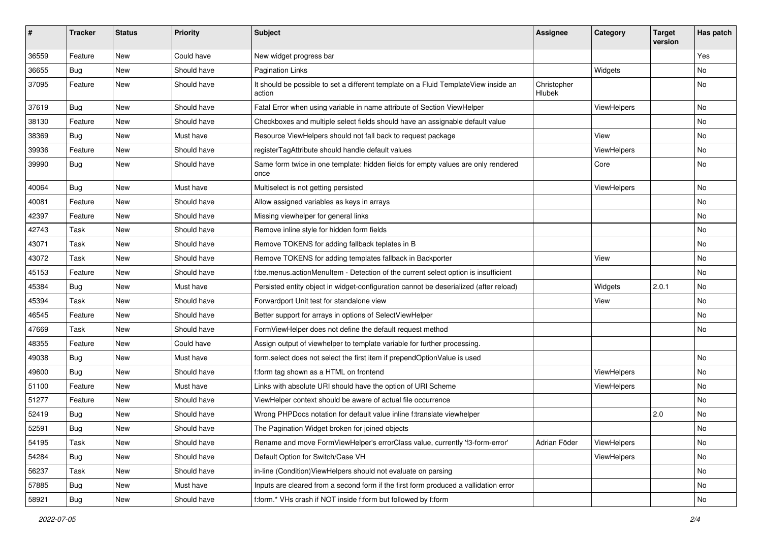| # | Tracker | Status | Priority | Subject | Assignee | Category | Target version | Has patch |
|---|---|---|---|---|---|---|---|---|
| 36559 | Feature | New | Could have | New widget progress bar | | | | Yes |
| 36655 | Bug | New | Should have | Pagination Links | | Widgets | | No |
| 37095 | Feature | New | Should have | It should be possible to set a different template on a Fluid TemplateView inside an action | Christopher Hlubek | | | No |
| 37619 | Bug | New | Should have | Fatal Error when using variable in name attribute of Section ViewHelper | | ViewHelpers | | No |
| 38130 | Feature | New | Should have | Checkboxes and multiple select fields should have an assignable default value | | | | No |
| 38369 | Bug | New | Must have | Resource ViewHelpers should not fall back to request package | | View | | No |
| 39936 | Feature | New | Should have | registerTagAttribute should handle default values | | ViewHelpers | | No |
| 39990 | Bug | New | Should have | Same form twice in one template: hidden fields for empty values are only rendered once | | Core | | No |
| 40064 | Bug | New | Must have | Multiselect is not getting persisted | | ViewHelpers | | No |
| 40081 | Feature | New | Should have | Allow assigned variables as keys in arrays | | | | No |
| 42397 | Feature | New | Should have | Missing viewhelper for general links | | | | No |
| 42743 | Task | New | Should have | Remove inline style for hidden form fields | | | | No |
| 43071 | Task | New | Should have | Remove TOKENS for adding fallback teplates in B | | | | No |
| 43072 | Task | New | Should have | Remove TOKENS for adding templates fallback in Backporter | | View | | No |
| 45153 | Feature | New | Should have | f:be.menus.actionMenuItem - Detection of the current select option is insufficient | | | | No |
| 45384 | Bug | New | Must have | Persisted entity object in widget-configuration cannot be deserialized (after reload) | | Widgets | 2.0.1 | No |
| 45394 | Task | New | Should have | Forwardport Unit test for standalone view | | View | | No |
| 46545 | Feature | New | Should have | Better support for arrays in options of SelectViewHelper | | | | No |
| 47669 | Task | New | Should have | FormViewHelper does not define the default request method | | | | No |
| 48355 | Feature | New | Could have | Assign output of viewhelper to template variable for further processing. | | | | |
| 49038 | Bug | New | Must have | form.select does not select the first item if prependOptionValue is used | | | | No |
| 49600 | Bug | New | Should have | f:form tag shown as a HTML on frontend | | ViewHelpers | | No |
| 51100 | Feature | New | Must have | Links with absolute URI should have the option of URI Scheme | | ViewHelpers | | No |
| 51277 | Feature | New | Should have | ViewHelper context should be aware of actual file occurrence | | | | No |
| 52419 | Bug | New | Should have | Wrong PHPDocs notation for default value inline f:translate viewhelper | | | 2.0 | No |
| 52591 | Bug | New | Should have | The Pagination Widget broken for joined objects | | | | No |
| 54195 | Task | New | Should have | Rename and move FormViewHelper's errorClass value, currently 'f3-form-error' | Adrian Föder | ViewHelpers | | No |
| 54284 | Bug | New | Should have | Default Option for Switch/Case VH | | ViewHelpers | | No |
| 56237 | Task | New | Should have | in-line (Condition)ViewHelpers should not evaluate on parsing | | | | No |
| 57885 | Bug | New | Must have | Inputs are cleared from a second form if the first form produced a vallidation error | | | | No |
| 58921 | Bug | New | Should have | f:form.* VHs crash if NOT inside f:form but followed by f:form | | | | No |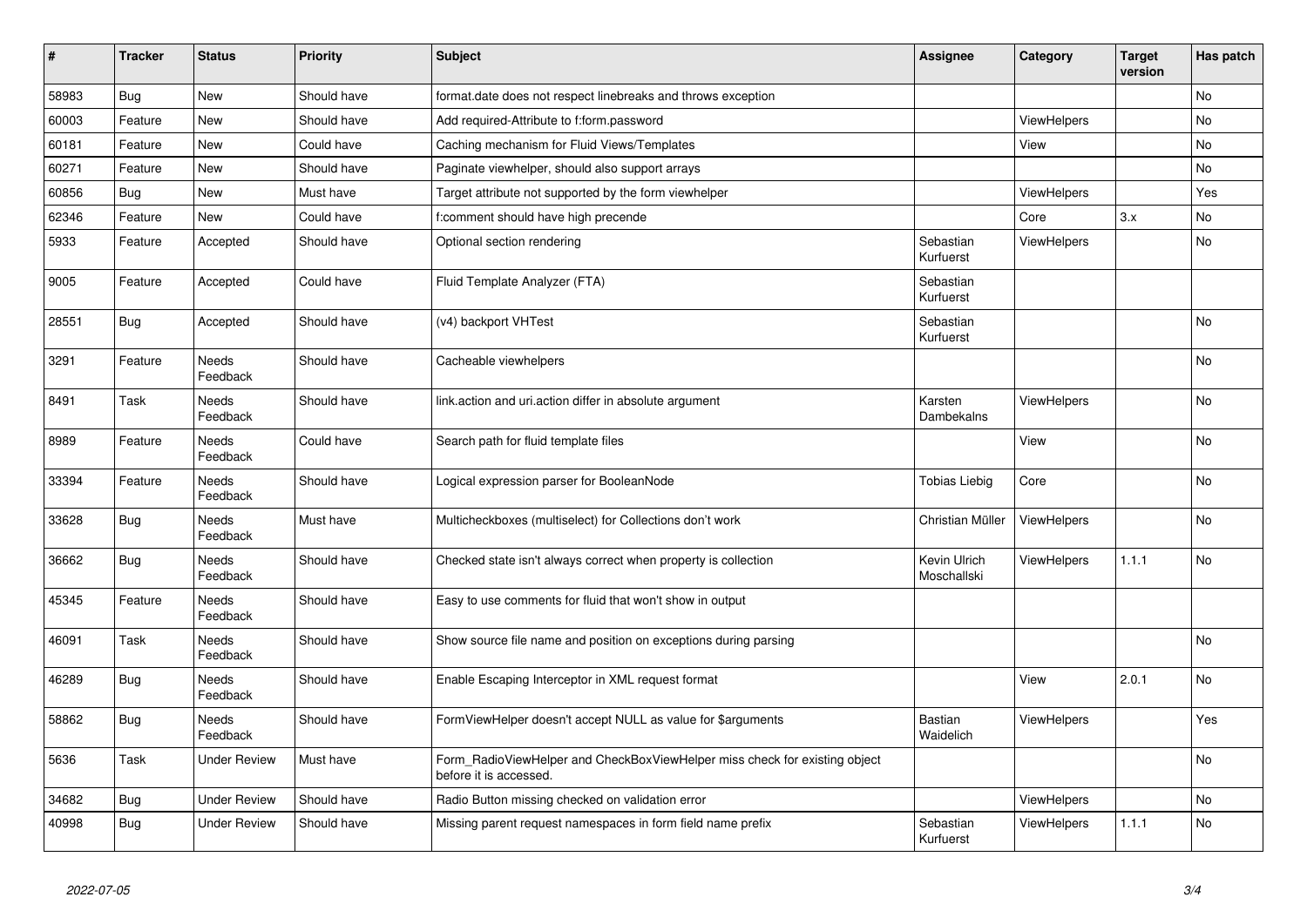| # | Tracker | Status | Priority | Subject | Assignee | Category | Target version | Has patch |
|---|---|---|---|---|---|---|---|---|
| 58983 | Bug | New | Should have | format.date does not respect linebreaks and throws exception | | | | No |
| 60003 | Feature | New | Should have | Add required-Attribute to f:form.password | | ViewHelpers | | No |
| 60181 | Feature | New | Could have | Caching mechanism for Fluid Views/Templates | | View | | No |
| 60271 | Feature | New | Should have | Paginate viewhelper, should also support arrays | | | | No |
| 60856 | Bug | New | Must have | Target attribute not supported by the form viewhelper | | ViewHelpers | | Yes |
| 62346 | Feature | New | Could have | f:comment should have high precende | | Core | 3.x | No |
| 5933 | Feature | Accepted | Should have | Optional section rendering | Sebastian Kurfuerst | ViewHelpers | | No |
| 9005 | Feature | Accepted | Could have | Fluid Template Analyzer (FTA) | Sebastian Kurfuerst | | | |
| 28551 | Bug | Accepted | Should have | (v4) backport VHTest | Sebastian Kurfuerst | | | No |
| 3291 | Feature | Needs Feedback | Should have | Cacheable viewhelpers | | | | No |
| 8491 | Task | Needs Feedback | Should have | link.action and uri.action differ in absolute argument | Karsten Dambekalns | ViewHelpers | | No |
| 8989 | Feature | Needs Feedback | Could have | Search path for fluid template files | | View | | No |
| 33394 | Feature | Needs Feedback | Should have | Logical expression parser for BooleanNode | Tobias Liebig | Core | | No |
| 33628 | Bug | Needs Feedback | Must have | Multicheckboxes (multiselect) for Collections don't work | Christian Müller | ViewHelpers | | No |
| 36662 | Bug | Needs Feedback | Should have | Checked state isn't always correct when property is collection | Kevin Ulrich Moschallski | ViewHelpers | 1.1.1 | No |
| 45345 | Feature | Needs Feedback | Should have | Easy to use comments for fluid that won't show in output | | | | |
| 46091 | Task | Needs Feedback | Should have | Show source file name and position on exceptions during parsing | | | | No |
| 46289 | Bug | Needs Feedback | Should have | Enable Escaping Interceptor in XML request format | | View | 2.0.1 | No |
| 58862 | Bug | Needs Feedback | Should have | FormViewHelper doesn't accept NULL as value for $arguments | Bastian Waidelich | ViewHelpers | | Yes |
| 5636 | Task | Under Review | Must have | Form_RadioViewHelper and CheckBoxViewHelper miss check for existing object before it is accessed. | | | | No |
| 34682 | Bug | Under Review | Should have | Radio Button missing checked on validation error | | ViewHelpers | | No |
| 40998 | Bug | Under Review | Should have | Missing parent request namespaces in form field name prefix | Sebastian Kurfuerst | ViewHelpers | 1.1.1 | No |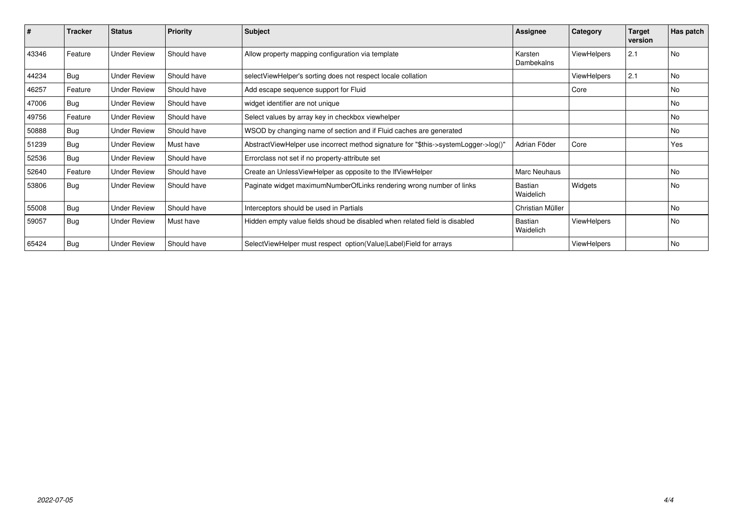| # | Tracker | Status | Priority | Subject | Assignee | Category | Target version | Has patch |
|---|---|---|---|---|---|---|---|---|
| 43346 | Feature | Under Review | Should have | Allow property mapping configuration via template | Karsten Dambekalns | ViewHelpers | 2.1 | No |
| 44234 | Bug | Under Review | Should have | selectViewHelper's sorting does not respect locale collation | | ViewHelpers | 2.1 | No |
| 46257 | Feature | Under Review | Should have | Add escape sequence support for Fluid | | Core | | No |
| 47006 | Bug | Under Review | Should have | widget identifier are not unique | | | | No |
| 49756 | Feature | Under Review | Should have | Select values by array key in checkbox viewhelper | | | | No |
| 50888 | Bug | Under Review | Should have | WSOD by changing name of section and if Fluid caches are generated | | | | No |
| 51239 | Bug | Under Review | Must have | AbstractViewHelper use incorrect method signature for "$this->systemLogger->log()" | Adrian Föder | Core | | Yes |
| 52536 | Bug | Under Review | Should have | Errorclass not set if no property-attribute set | | | | |
| 52640 | Feature | Under Review | Should have | Create an UnlessViewHelper as opposite to the IfViewHelper | Marc Neuhaus | | | No |
| 53806 | Bug | Under Review | Should have | Paginate widget maximumNumberOfLinks rendering wrong number of links | Bastian Waidelich | Widgets | | No |
| 55008 | Bug | Under Review | Should have | Interceptors should be used in Partials | Christian Müller | | | No |
| 59057 | Bug | Under Review | Must have | Hidden empty value fields shoud be disabled when related field is disabled | Bastian Waidelich | ViewHelpers | | No |
| 65424 | Bug | Under Review | Should have | SelectViewHelper must respect option(Value\|Label)Field for arrays | | ViewHelpers | | No |